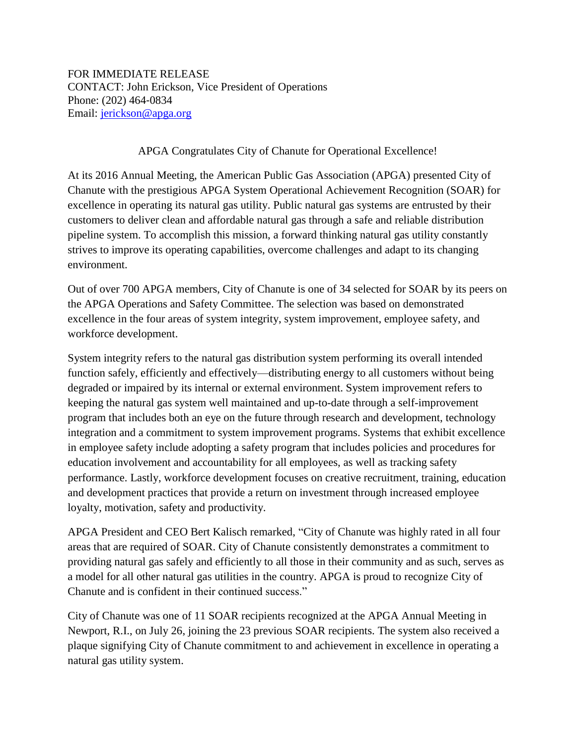FOR IMMEDIATE RELEASE
CONTACT: John Erickson, Vice President of Operations
Phone: (202) 464-0834
Email: [jerickson@apga.org](mailto:jerickson@apga.org)

## APGA Congratulates City of Chanute for Operational Excellence!

At its 2016 Annual Meeting, the American Public Gas Association (APGA) presented City of Chanute with the prestigious APGA System Operational Achievement Recognition (SOAR) for excellence in operating its natural gas utility. Public natural gas systems are entrusted by their customers to deliver clean and affordable natural gas through a safe and reliable distribution pipeline system. To accomplish this mission, a forward thinking natural gas utility constantly strives to improve its operating capabilities, overcome challenges and adapt to its changing environment.

Out of over 700 APGA members, City of Chanute is one of 34 selected for SOAR by its peers on the APGA Operations and Safety Committee. The selection was based on demonstrated excellence in the four areas of system integrity, system improvement, employee safety, and workforce development.

System integrity refers to the natural gas distribution system performing its overall intended function safely, efficiently and effectively—distributing energy to all customers without being degraded or impaired by its internal or external environment. System improvement refers to keeping the natural gas system well maintained and up-to-date through a self-improvement program that includes both an eye on the future through research and development, technology integration and a commitment to system improvement programs. Systems that exhibit excellence in employee safety include adopting a safety program that includes policies and procedures for education involvement and accountability for all employees, as well as tracking safety performance. Lastly, workforce development focuses on creative recruitment, training, education and development practices that provide a return on investment through increased employee loyalty, motivation, safety and productivity.

APGA President and CEO Bert Kalisch remarked, "City of Chanute was highly rated in all four areas that are required of SOAR. City of Chanute consistently demonstrates a commitment to providing natural gas safely and efficiently to all those in their community and as such, serves as a model for all other natural gas utilities in the country. APGA is proud to recognize City of Chanute and is confident in their continued success."

City of Chanute was one of 11 SOAR recipients recognized at the APGA Annual Meeting in Newport, R.I., on July 26, joining the 23 previous SOAR recipients. The system also received a plaque signifying City of Chanute commitment to and achievement in excellence in operating a natural gas utility system.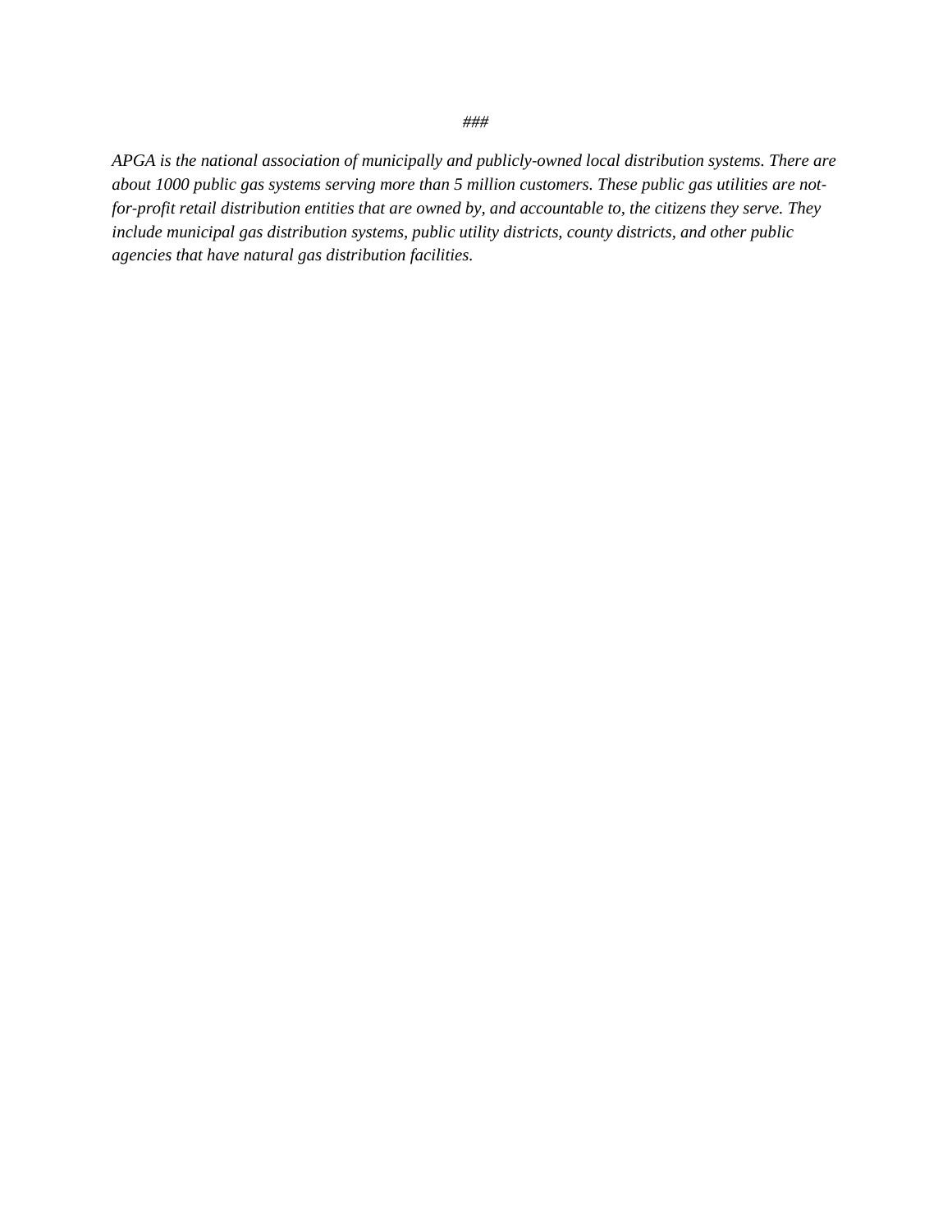*###*

*APGA is the national association of municipally and publicly-owned local distribution systems. There are about 1000 public gas systems serving more than 5 million customers. These public gas utilities are not-for-profit retail distribution entities that are owned by, and accountable to, the citizens they serve. They include municipal gas distribution systems, public utility districts, county districts, and other public agencies that have natural gas distribution facilities.*